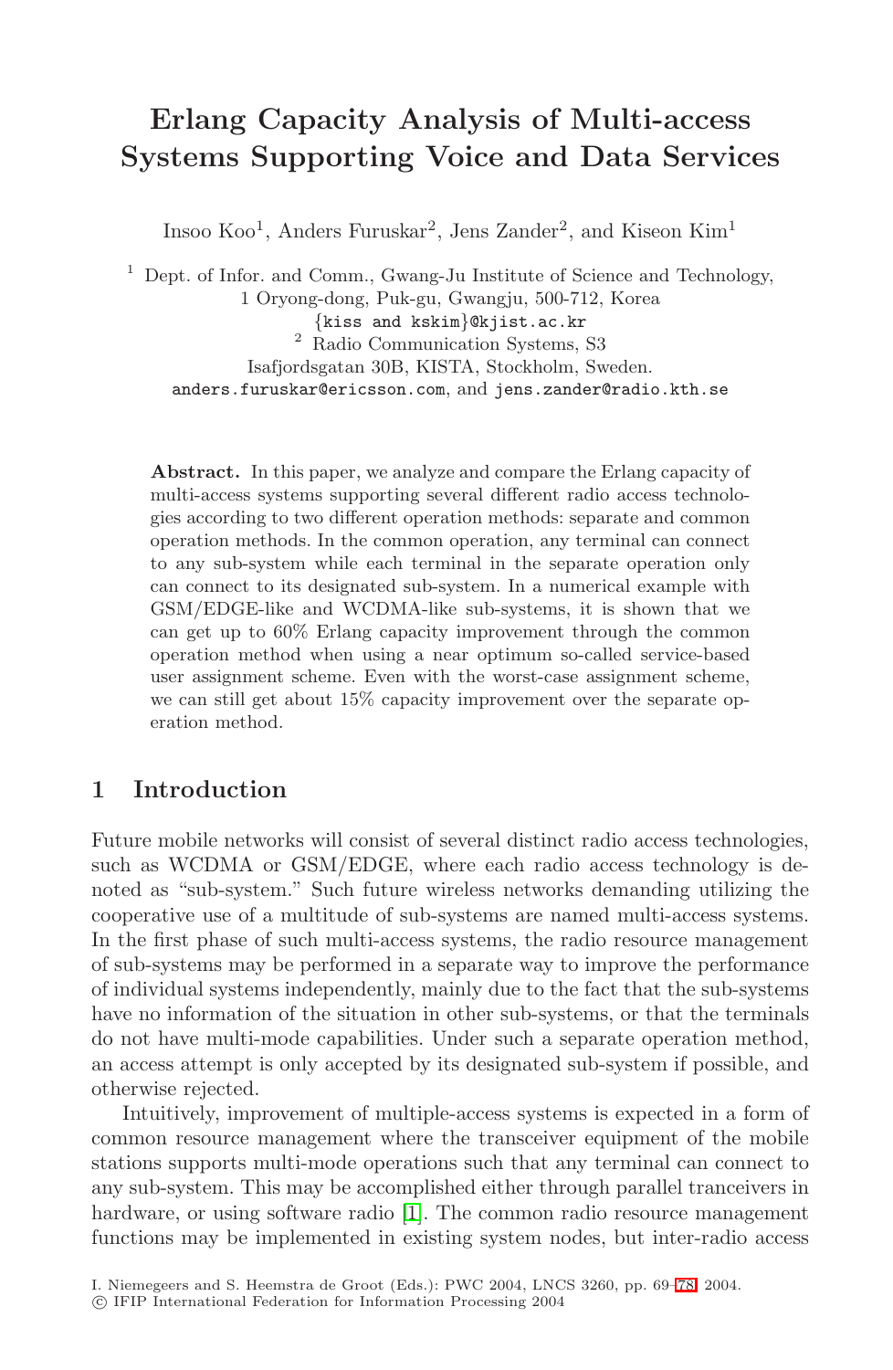# Erlang Capacity Analysis of Multi-access Systems Supporting Voice and Data Services

Insoo Koo[1], Anders Furuskar[2], Jens Zander[2], and Kiseon Kim[1]

[1] Dept. of Infor. and Comm., Gwang-Ju Institute of Science and Technology, 1 Oryong-dong, Puk-gu, Gwangju, 500-712, Korea
{kiss and kskim}@kjist.ac.kr

[2] Radio Communication Systems, S3
Isafjordsgatan 30B, KISTA, Stockholm, Sweden.
anders.furuskar@ericsson.com, and jens.zander@radio.kth.se

**Abstract.** In this paper, we analyze and compare the Erlang capacity of multi-access systems supporting several different radio access technologies according to two different operation methods: separate and common operation methods. In the common operation, any terminal can connect to any sub-system while each terminal in the separate operation only can connect to its designated sub-system. In a numerical example with GSM/EDGE-like and WCDMA-like sub-systems, it is shown that we can get up to 60% Erlang capacity improvement through the common operation method when using a near optimum so-called service-based user assignment scheme. Even with the worst-case assignment scheme, we can still get about 15% capacity improvement over the separate operation method.

## 1 Introduction

Future mobile networks will consist of several distinct radio access technologies, such as WCDMA or GSM/EDGE, where each radio access technology is denoted as "sub-system." Such future wireless networks demanding utilizing the cooperative use of a multitude of sub-systems are named multi-access systems. In the first phase of such multi-access systems, the radio resource management of sub-systems may be performed in a separate way to improve the performance of individual systems independently, mainly due to the fact that the sub-systems have no information of the situation in other sub-systems, or that the terminals do not have multi-mode capabilities. Under such a separate operation method, an access attempt is only accepted by its designated sub-system if possible, and otherwise rejected.

Intuitively, improvement of multiple-access systems is expected in a form of common resource management where the transceiver equipment of the mobile stations supports multi-mode operations such that any terminal can connect to any sub-system. This may be accomplished either through parallel tranceivers in hardware, or using software radio [1]. The common radio resource management functions may be implemented in existing system nodes, but inter-radio access

I. Niemegeers and S. Heemstra de Groot (Eds.): PWC 2004, LNCS 3260, pp. 69–78, 2004.
© IFIP International Federation for Information Processing 2004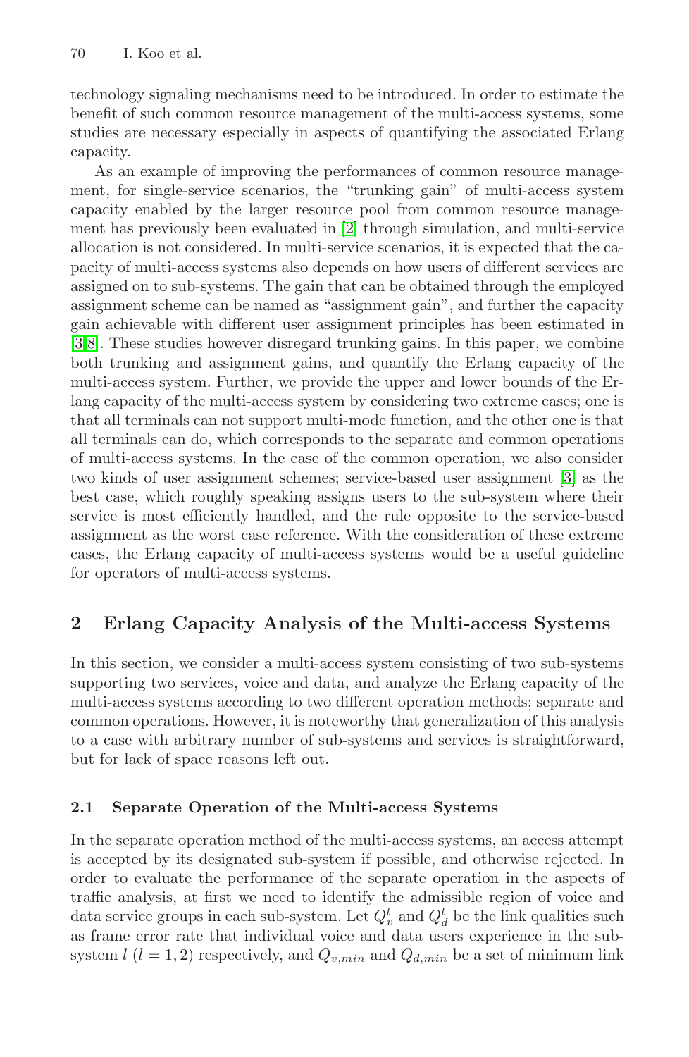technology signaling mechanisms need to be introduced. In order to estimate the benefit of such common resource management of the multi-access systems, some studies are necessary especially in aspects of quantifying the associated Erlang capacity.

As an example of improving the performances of common resource management, for single-service scenarios, the "trunking gain" of multi-access system capacity enabled by the larger resource pool from common resource management has previously been evaluated in [2] through simulation, and multi-service allocation is not considered. In multi-service scenarios, it is expected that the capacity of multi-access systems also depends on how users of different services are assigned on to sub-systems. The gain that can be obtained through the employed assignment scheme can be named as "assignment gain", and further the capacity gain achievable with different user assignment principles has been estimated in [3,8]. These studies however disregard trunking gains. In this paper, we combine both trunking and assignment gains, and quantify the Erlang capacity of the multi-access system. Further, we provide the upper and lower bounds of the Erlang capacity of the multi-access system by considering two extreme cases; one is that all terminals can not support multi-mode function, and the other one is that all terminals can do, which corresponds to the separate and common operations of multi-access systems. In the case of the common operation, we also consider two kinds of user assignment schemes; service-based user assignment [3] as the best case, which roughly speaking assigns users to the sub-system where their service is most efficiently handled, and the rule opposite to the service-based assignment as the worst case reference. With the consideration of these extreme cases, the Erlang capacity of multi-access systems would be a useful guideline for operators of multi-access systems.

## 2 Erlang Capacity Analysis of the Multi-access Systems

In this section, we consider a multi-access system consisting of two sub-systems supporting two services, voice and data, and analyze the Erlang capacity of the multi-access systems according to two different operation methods; separate and common operations. However, it is noteworthy that generalization of this analysis to a case with arbitrary number of sub-systems and services is straightforward, but for lack of space reasons left out.

### 2.1 Separate Operation of the Multi-access Systems

In the separate operation method of the multi-access systems, an access attempt is accepted by its designated sub-system if possible, and otherwise rejected. In order to evaluate the performance of the separate operation in the aspects of traffic analysis, at first we need to identify the admissible region of voice and data service groups in each sub-system. Let $Q_v^l$ and $Q_d^l$ be the link qualities such as frame error rate that individual voice and data users experience in the sub-system $l$ ($l = 1, 2$) respectively, and $Q_{v,min}$ and $Q_{d,min}$ be a set of minimum link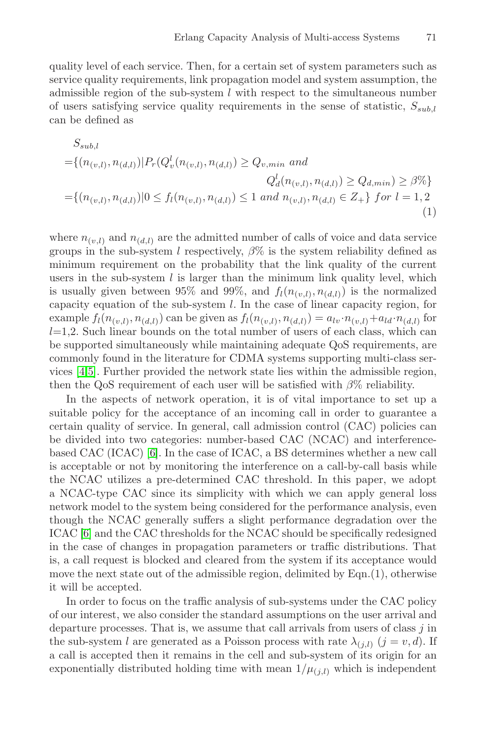quality level of each service. Then, for a certain set of system parameters such as service quality requirements, link propagation model and system assumption, the admissible region of the sub-system $l$ with respect to the simultaneous number of users satisfying service quality requirements in the sense of statistic, $S_{sub,l}$ can be defined as

$$
\begin{aligned}
&S_{sub,l} \\
=&\{(n_{(v,l)}, n_{(d,l)}) | P_r(Q_v^l(n_{(v,l)}, n_{(d,l)}) \geq Q_{v,min} \ and \\
&\qquad\qquad\qquad\qquad Q_d^l(n_{(v,l)}, n_{(d,l)}) \geq Q_{d,min}) \geq \beta\%\} \\
=&\{(n_{(v,l)}, n_{(d,l)}) | 0 \leq f_l(n_{(v,l)}, n_{(d,l)}) \leq 1 \ and \ n_{(v,l)}, n_{(d,l)} \in Z_+\} \ for \ l = 1, 2
\end{aligned}
\tag{1}
$$

where $n_{(v,l)}$ and $n_{(d,l)}$ are the admitted number of calls of voice and data service groups in the sub-system $l$ respectively, $\beta\%$ is the system reliability defined as minimum requirement on the probability that the link quality of the current users in the sub-system $l$ is larger than the minimum link quality level, which is usually given between 95% and 99%, and $f_l(n_{(v,l)}, n_{(d,l)})$ is the normalized capacity equation of the sub-system $l$. In the case of linear capacity region, for example $f_l(n_{(v,l)}, n_{(d,l)})$ can be given as $f_l(n_{(v,l)}, n_{(d,l)}) = a_{lv} \cdot n_{(v,l)} + a_{ld} \cdot n_{(d,l)}$ for $l$=1,2. Such linear bounds on the total number of users of each class, which can be supported simultaneously while maintaining adequate QoS requirements, are commonly found in the literature for CDMA systems supporting multi-class services [4,5]. Further provided the network state lies within the admissible region, then the QoS requirement of each user will be satisfied with $\beta\%$ reliability.

In the aspects of network operation, it is of vital importance to set up a suitable policy for the acceptance of an incoming call in order to guarantee a certain quality of service. In general, call admission control (CAC) policies can be divided into two categories: number-based CAC (NCAC) and interference-based CAC (ICAC) [6]. In the case of ICAC, a BS determines whether a new call is acceptable or not by monitoring the interference on a call-by-call basis while the NCAC utilizes a pre-determined CAC threshold. In this paper, we adopt a NCAC-type CAC since its simplicity with which we can apply general loss network model to the system being considered for the performance analysis, even though the NCAC generally suffers a slight performance degradation over the ICAC [6] and the CAC thresholds for the NCAC should be specifically redesigned in the case of changes in propagation parameters or traffic distributions. That is, a call request is blocked and cleared from the system if its acceptance would move the next state out of the admissible region, delimited by Eqn.(1), otherwise it will be accepted.

In order to focus on the traffic analysis of sub-systems under the CAC policy of our interest, we also consider the standard assumptions on the user arrival and departure processes. That is, we assume that call arrivals from users of class $j$ in the sub-system $l$ are generated as a Poisson process with rate $\lambda_{(j,l)}$ ($j = v, d$). If a call is accepted then it remains in the cell and sub-system of its origin for an exponentially distributed holding time with mean $1/\mu_{(j,l)}$ which is independent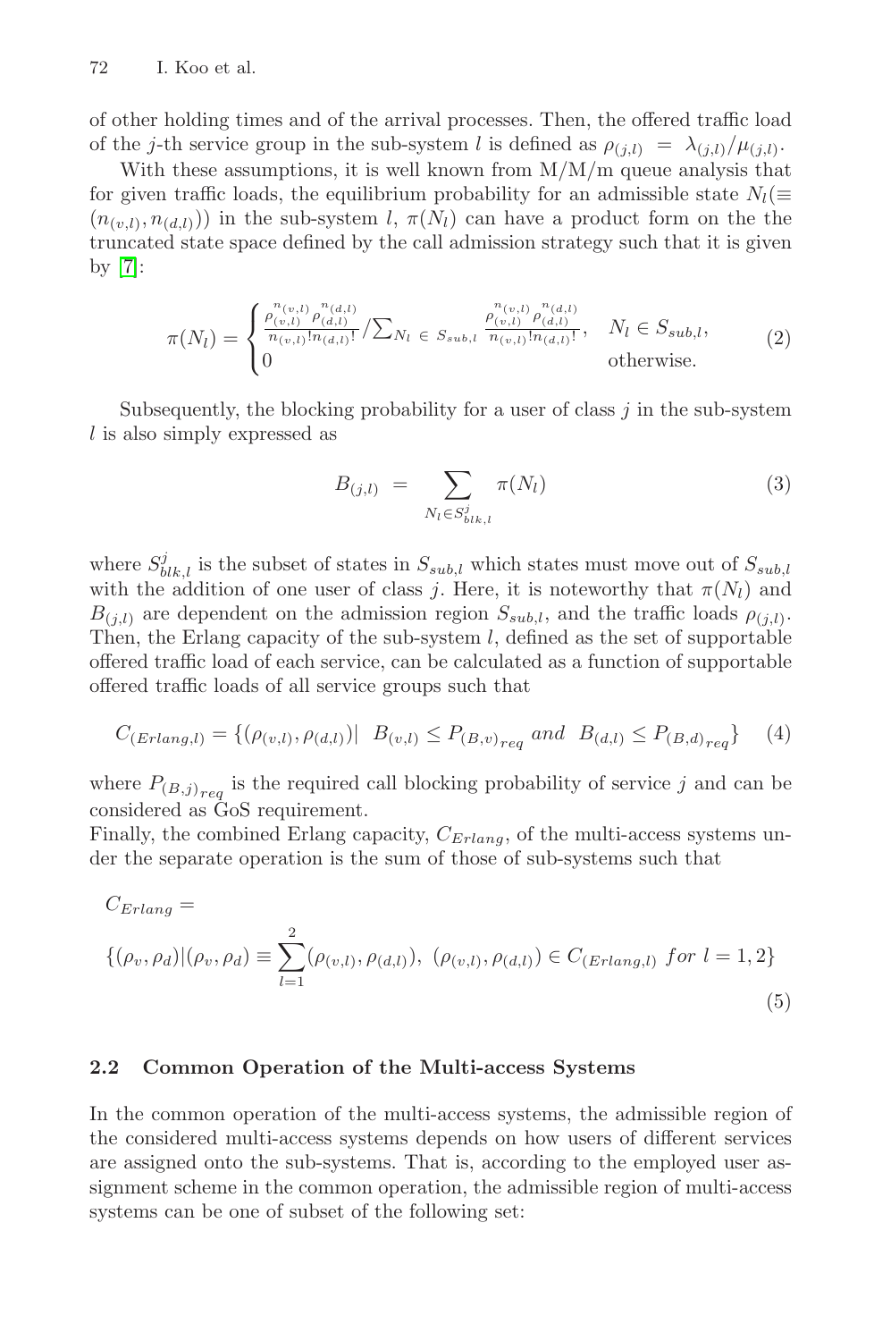of other holding times and of the arrival processes. Then, the offered traffic load of the $j$-th service group in the sub-system $l$ is defined as $\rho_{(j,l)} = \lambda_{(j,l)}/\mu_{(j,l)}$.

With these assumptions, it is well known from M/M/m queue analysis that for given traffic loads, the equilibrium probability for an admissible state $N_l (\equiv (n_{(v,l)}, n_{(d,l)}))$ in the sub-system $l$, $\pi(N_l)$ can have a product form on the the truncated state space defined by the call admission strategy such that it is given by [7]:

$$\pi(N_l) = \begin{cases} \frac{\rho_{(v,l)}^{n_{(v,l)}} \rho_{(d,l)}^{n_{(d,l)}}}{n_{(v,l)}! n_{(d,l)}!} / \sum_{N_l \in S_{sub,l}} \frac{\rho_{(v,l)}^{n_{(v,l)}} \rho_{(d,l)}^{n_{(d,l)}}}{n_{(v,l)}! n_{(d,l)}!}, & N_l \in S_{sub,l}, \\ 0 & \text{otherwise.} \end{cases} \tag{2}$$

Subsequently, the blocking probability for a user of class $j$ in the sub-system $l$ is also simply expressed as

$$B_{(j,l)} = \sum_{N_l \in S_{blk,l}^{j}} \pi(N_l) \tag{3}$$

where $S_{blk,l}^{j}$ is the subset of states in $S_{sub,l}$ which states must move out of $S_{sub,l}$ with the addition of one user of class $j$. Here, it is noteworthy that $\pi(N_l)$ and $B_{(j,l)}$ are dependent on the admission region $S_{sub,l}$, and the traffic loads $\rho_{(j,l)}$. Then, the Erlang capacity of the sub-system $l$, defined as the set of supportable offered traffic load of each service, can be calculated as a function of supportable offered traffic loads of all service groups such that

$$C_{(Erlang,l)} = \{(\rho_{(v,l)}, \rho_{(d,l)}) | \; B_{(v,l)} \leq P_{(B,v)_{req}} \; and \; B_{(d,l)} \leq P_{(B,d)_{req}}\} \tag{4}$$

where $P_{(B,j)_{req}}$ is the required call blocking probability of service $j$ and can be considered as GoS requirement.

Finally, the combined Erlang capacity, $C_{Erlang}$, of the multi-access systems under the separate operation is the sum of those of sub-systems such that

$$C_{Erlang} = \\ \{(\rho_v, \rho_d) | (\rho_v, \rho_d) \equiv \sum_{l=1}^{2} (\rho_{(v,l)}, \rho_{(d,l)}), \; (\rho_{(v,l)}, \rho_{(d,l)}) \in C_{(Erlang,l)} \; for \; l = 1, 2\} \tag{5}$$

### 2.2 Common Operation of the Multi-access Systems

In the common operation of the multi-access systems, the admissible region of the considered multi-access systems depends on how users of different services are assigned onto the sub-systems. That is, according to the employed user assignment scheme in the common operation, the admissible region of multi-access systems can be one of subset of the following set: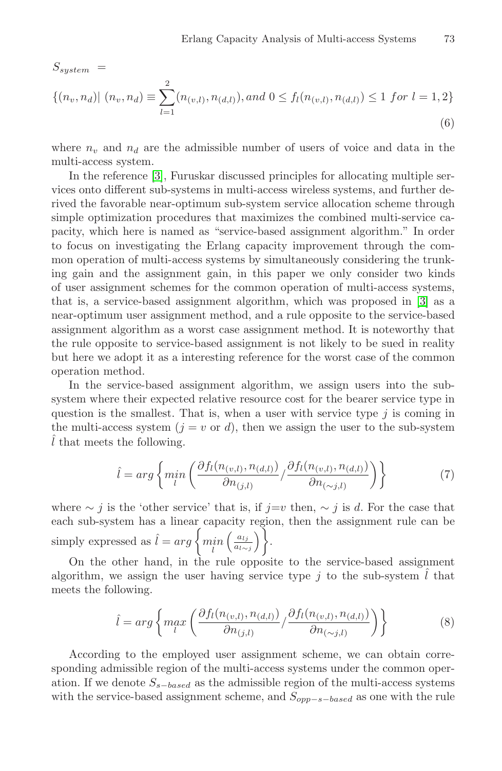$S_{system}$ =

$$\{(n_v, n_d) | \ (n_v, n_d) \equiv \sum_{l=1}^{2} (n_{(v,l)}, n_{(d,l)}), and \ 0 \leq f_l(n_{(v,l)}, n_{(d,l)}) \leq 1 \ for \ l = 1, 2\} \tag{6}$$

where $n_v$ and $n_d$ are the admissible number of users of voice and data in the multi-access system.

In the reference [3], Furuskar discussed principles for allocating multiple services onto different sub-systems in multi-access wireless systems, and further derived the favorable near-optimum sub-system service allocation scheme through simple optimization procedures that maximizes the combined multi-service capacity, which here is named as "service-based assignment algorithm." In order to focus on investigating the Erlang capacity improvement through the common operation of multi-access systems by simultaneously considering the trunking gain and the assignment gain, in this paper we only consider two kinds of user assignment schemes for the common operation of multi-access systems, that is, a service-based assignment algorithm, which was proposed in [3] as a near-optimum user assignment method, and a rule opposite to the service-based assignment algorithm as a worst case assignment method. It is noteworthy that the rule opposite to service-based assignment is not likely to be sued in reality but here we adopt it as a interesting reference for the worst case of the common operation method.

In the service-based assignment algorithm, we assign users into the sub-system where their expected relative resource cost for the bearer service type in question is the smallest. That is, when a user with service type $j$ is coming in the multi-access system ($j = v$ or $d$), then we assign the user to the sub-system $\hat{l}$ that meets the following.

$$\hat{l} = arg\left\{ \underset{l}{min} \left( \frac{\partial f_l(n_{(v,l)}, n_{(d,l)})}{\partial n_{(j,l)}} / \frac{\partial f_l(n_{(v,l)}, n_{(d,l)})}{\partial n_{(\sim j,l)}} \right) \right\} \tag{7}$$

where $\sim j$ is the 'other service' that is, if $j$=$v$ then, $\sim j$ is $d$. For the case that each sub-system has a linear capacity region, then the assignment rule can be simply expressed as $\hat{l} = arg\left\{ \underset{l}{min} \left( \frac{a_{lj}}{a_{l\sim j}} \right) \right\}$.

On the other hand, in the rule opposite to the service-based assignment algorithm, we assign the user having service type $j$ to the sub-system $\hat{l}$ that meets the following.

$$\hat{l} = arg\left\{ \underset{l}{max} \left( \frac{\partial f_l(n_{(v,l)}, n_{(d,l)})}{\partial n_{(j,l)}} / \frac{\partial f_l(n_{(v,l)}, n_{(d,l)})}{\partial n_{(\sim j,l)}} \right) \right\} \tag{8}$$

According to the employed user assignment scheme, we can obtain corresponding admissible region of the multi-access systems under the common operation. If we denote $S_{s-based}$ as the admissible region of the multi-access systems with the service-based assignment scheme, and $S_{opp-s-based}$ as one with the rule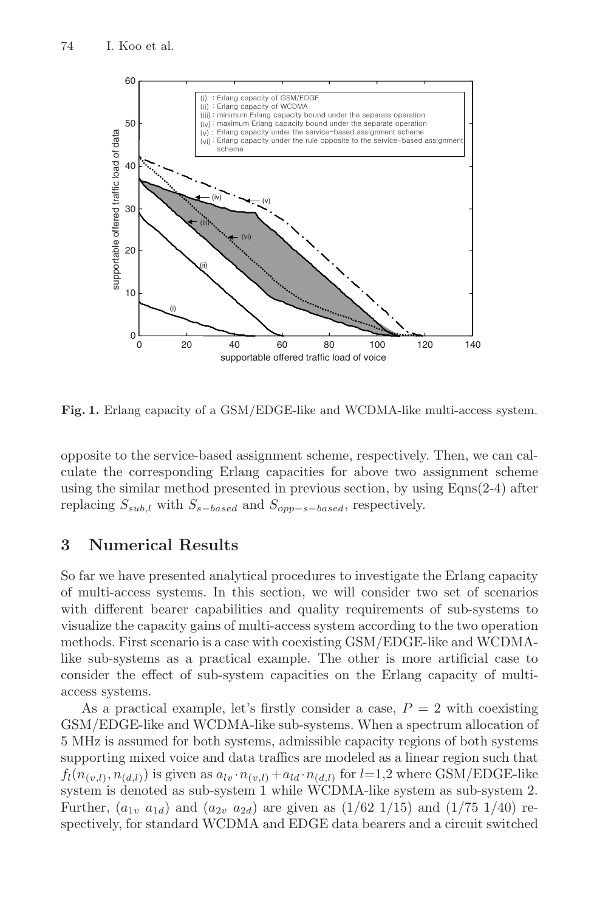**Fig. 1.** Erlang capacity of a GSM/EDGE-like and WCDMA-like multi-access system.

opposite to the service-based assignment scheme, respectively. Then, we can calculate the corresponding Erlang capacities for above two assignment scheme using the similar method presented in previous section, by using Eqns(2-4) after replacing $S_{sub,l}$ with $S_{s-based}$ and $S_{opp-s-based}$, respectively.

## 3 Numerical Results

So far we have presented analytical procedures to investigate the Erlang capacity of multi-access systems. In this section, we will consider two set of scenarios with different bearer capabilities and quality requirements of sub-systems to visualize the capacity gains of multi-access system according to the two operation methods. First scenario is a case with coexisting GSM/EDGE-like and WCDMA-like sub-systems as a practical example. The other is more artificial case to consider the effect of sub-system capacities on the Erlang capacity of multi-access systems.

As a practical example, let's firstly consider a case, $P = 2$ with coexisting GSM/EDGE-like and WCDMA-like sub-systems. When a spectrum allocation of 5 MHz is assumed for both systems, admissible capacity regions of both systems supporting mixed voice and data traffics are modeled as a linear region such that $f_l(n_{(v,l)}, n_{(d,l)})$ is given as $a_{lv} \cdot n_{(v,l)} + a_{ld} \cdot n_{(d,l)}$ for $l$=1,2 where GSM/EDGE-like system is denoted as sub-system 1 while WCDMA-like system as sub-system 2. Further, $(a_{1v}\ a_{1d})$ and $(a_{2v}\ a_{2d})$ are given as $(1/62\ 1/15)$ and $(1/75\ 1/40)$ respectively, for standard WCDMA and EDGE data bearers and a circuit switched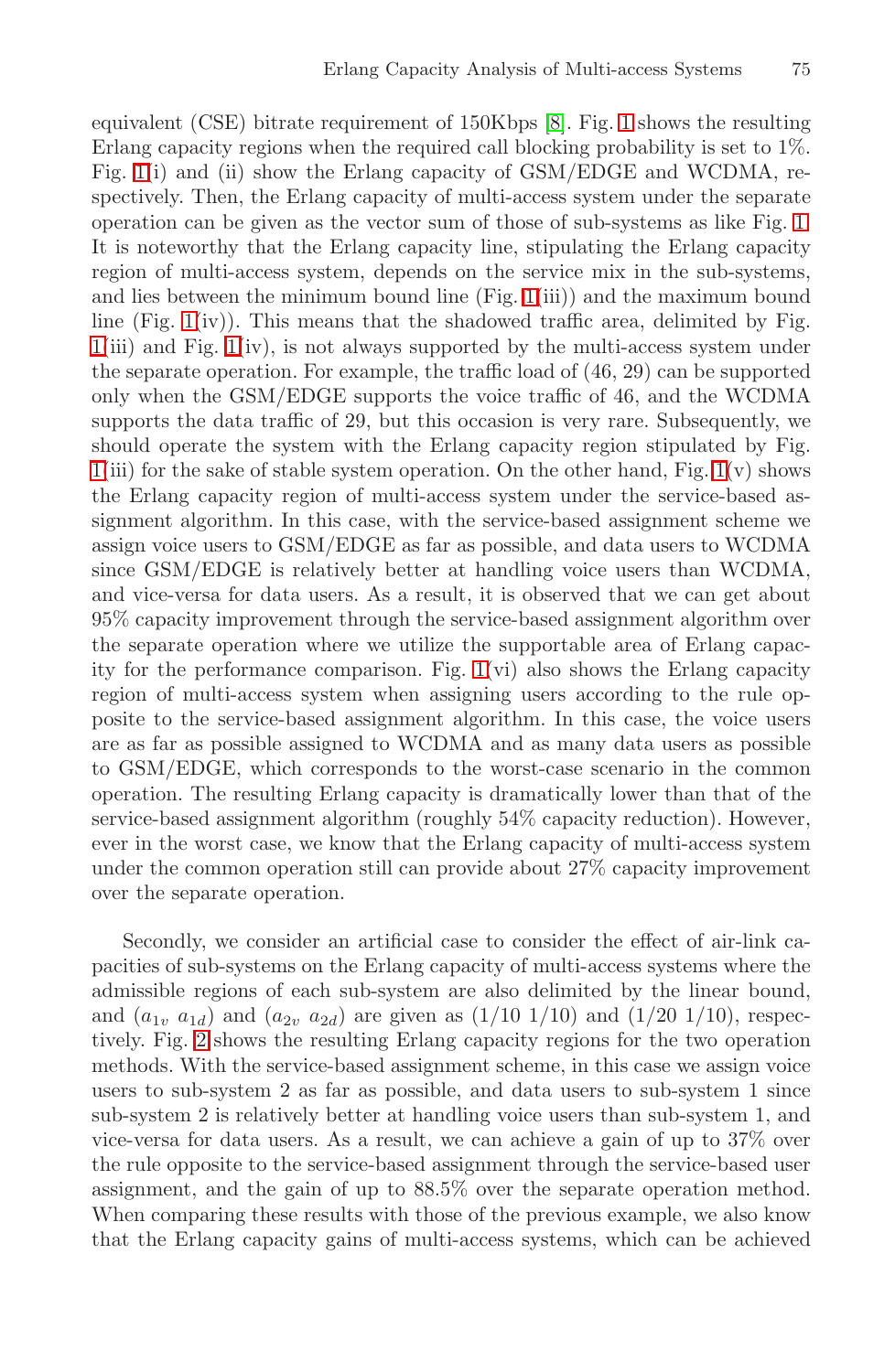equivalent (CSE) bitrate requirement of 150Kbps [8]. Fig. 1 shows the resulting Erlang capacity regions when the required call blocking probability is set to 1%. Fig. 1(i) and (ii) show the Erlang capacity of GSM/EDGE and WCDMA, respectively. Then, the Erlang capacity of multi-access system under the separate operation can be given as the vector sum of those of sub-systems as like Fig. 1. It is noteworthy that the Erlang capacity line, stipulating the Erlang capacity region of multi-access system, depends on the service mix in the sub-systems, and lies between the minimum bound line (Fig. 1(iii)) and the maximum bound line (Fig. 1(iv)). This means that the shadowed traffic area, delimited by Fig. 1(iii) and Fig. 1(iv), is not always supported by the multi-access system under the separate operation. For example, the traffic load of (46, 29) can be supported only when the GSM/EDGE supports the voice traffic of 46, and the WCDMA supports the data traffic of 29, but this occasion is very rare. Subsequently, we should operate the system with the Erlang capacity region stipulated by Fig. 1(iii) for the sake of stable system operation. On the other hand, Fig. 1(v) shows the Erlang capacity region of multi-access system under the service-based assignment algorithm. In this case, with the service-based assignment scheme we assign voice users to GSM/EDGE as far as possible, and data users to WCDMA since GSM/EDGE is relatively better at handling voice users than WCDMA, and vice-versa for data users. As a result, it is observed that we can get about 95% capacity improvement through the service-based assignment algorithm over the separate operation where we utilize the supportable area of Erlang capacity for the performance comparison. Fig. 1(vi) also shows the Erlang capacity region of multi-access system when assigning users according to the rule opposite to the service-based assignment algorithm. In this case, the voice users are as far as possible assigned to WCDMA and as many data users as possible to GSM/EDGE, which corresponds to the worst-case scenario in the common operation. The resulting Erlang capacity is dramatically lower than that of the service-based assignment algorithm (roughly 54% capacity reduction). However, ever in the worst case, we know that the Erlang capacity of multi-access system under the common operation still can provide about 27% capacity improvement over the separate operation.

Secondly, we consider an artificial case to consider the effect of air-link capacities of sub-systems on the Erlang capacity of multi-access systems where the admissible regions of each sub-system are also delimited by the linear bound, and ($a_{1v}$ $a_{1d}$) and ($a_{2v}$ $a_{2d}$) are given as (1/10 1/10) and (1/20 1/10), respectively. Fig. 2 shows the resulting Erlang capacity regions for the two operation methods. With the service-based assignment scheme, in this case we assign voice users to sub-system 2 as far as possible, and data users to sub-system 1 since sub-system 2 is relatively better at handling voice users than sub-system 1, and vice-versa for data users. As a result, we can achieve a gain of up to 37% over the rule opposite to the service-based assignment through the service-based user assignment, and the gain of up to 88.5% over the separate operation method. When comparing these results with those of the previous example, we also know that the Erlang capacity gains of multi-access systems, which can be achieved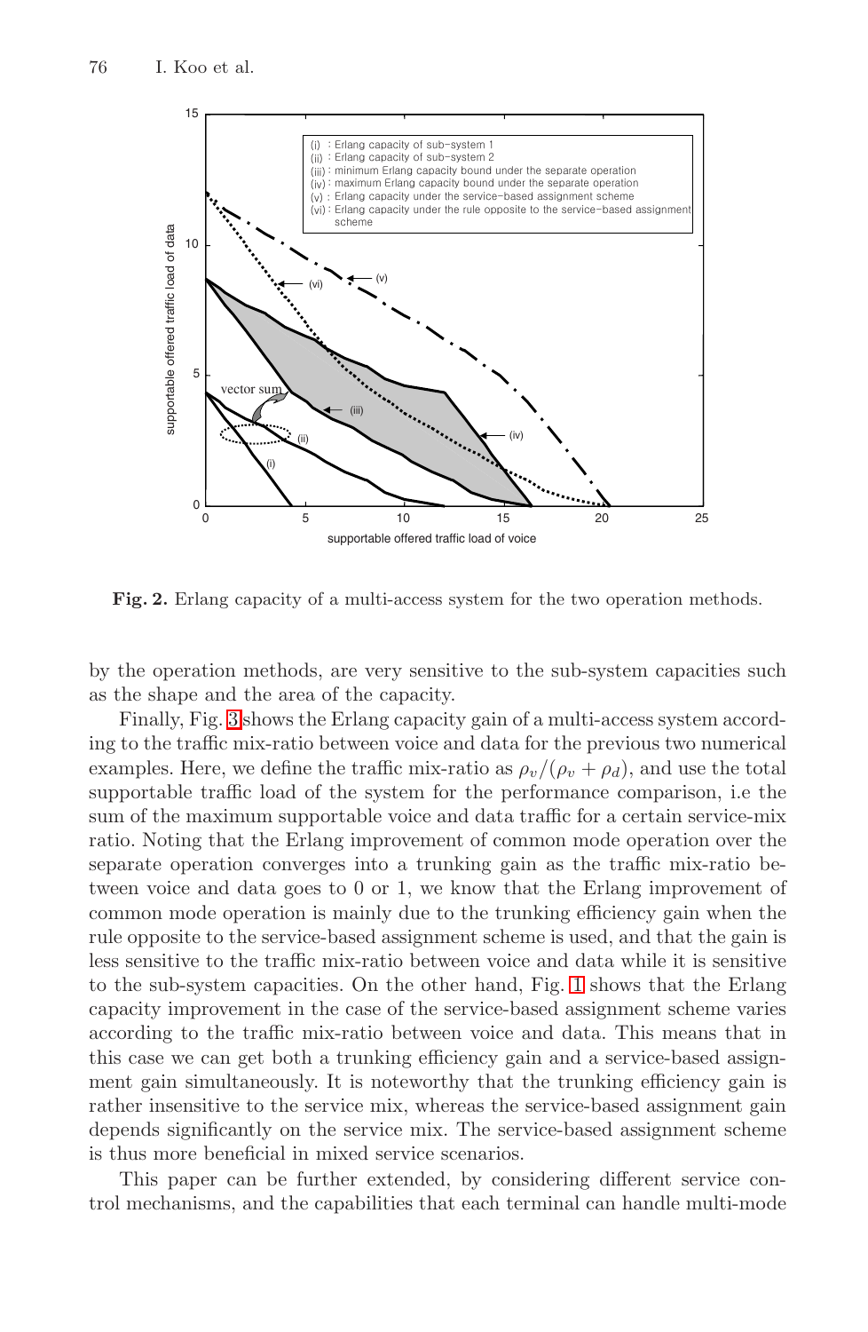**Fig. 2.** Erlang capacity of a multi-access system for the two operation methods.

by the operation methods, are very sensitive to the sub-system capacities such as the shape and the area of the capacity.

Finally, Fig. 3 shows the Erlang capacity gain of a multi-access system according to the traffic mix-ratio between voice and data for the previous two numerical examples. Here, we define the traffic mix-ratio as $\rho_v/(\rho_v + \rho_d)$, and use the total supportable traffic load of the system for the performance comparison, i.e the sum of the maximum supportable voice and data traffic for a certain service-mix ratio. Noting that the Erlang improvement of common mode operation over the separate operation converges into a trunking gain as the traffic mix-ratio between voice and data goes to 0 or 1, we know that the Erlang improvement of common mode operation is mainly due to the trunking efficiency gain when the rule opposite to the service-based assignment scheme is used, and that the gain is less sensitive to the traffic mix-ratio between voice and data while it is sensitive to the sub-system capacities. On the other hand, Fig. 1 shows that the Erlang capacity improvement in the case of the service-based assignment scheme varies according to the traffic mix-ratio between voice and data. This means that in this case we can get both a trunking efficiency gain and a service-based assignment gain simultaneously. It is noteworthy that the trunking efficiency gain is rather insensitive to the service mix, whereas the service-based assignment gain depends significantly on the service mix. The service-based assignment scheme is thus more beneficial in mixed service scenarios.

This paper can be further extended, by considering different service control mechanisms, and the capabilities that each terminal can handle multi-mode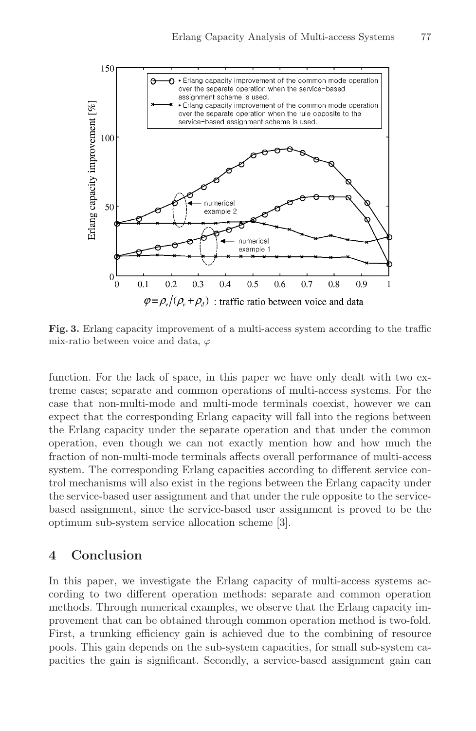**Fig. 3.** Erlang capacity improvement of a multi-access system according to the traffic mix-ratio between voice and data, $\varphi$

function. For the lack of space, in this paper we have only dealt with two extreme cases; separate and common operations of multi-access systems. For the case that non-multi-mode and multi-mode terminals coexist, however we can expect that the corresponding Erlang capacity will fall into the regions between the Erlang capacity under the separate operation and that under the common operation, even though we can not exactly mention how and how much the fraction of non-multi-mode terminals affects overall performance of multi-access system. The corresponding Erlang capacities according to different service control mechanisms will also exist in the regions between the Erlang capacity under the service-based user assignment and that under the rule opposite to the service-based assignment, since the service-based user assignment is proved to be the optimum sub-system service allocation scheme [3].

## 4 Conclusion

In this paper, we investigate the Erlang capacity of multi-access systems according to two different operation methods: separate and common operation methods. Through numerical examples, we observe that the Erlang capacity improvement that can be obtained through common operation method is two-fold. First, a trunking efficiency gain is achieved due to the combining of resource pools. This gain depends on the sub-system capacities, for small sub-system capacities the gain is significant. Secondly, a service-based assignment gain can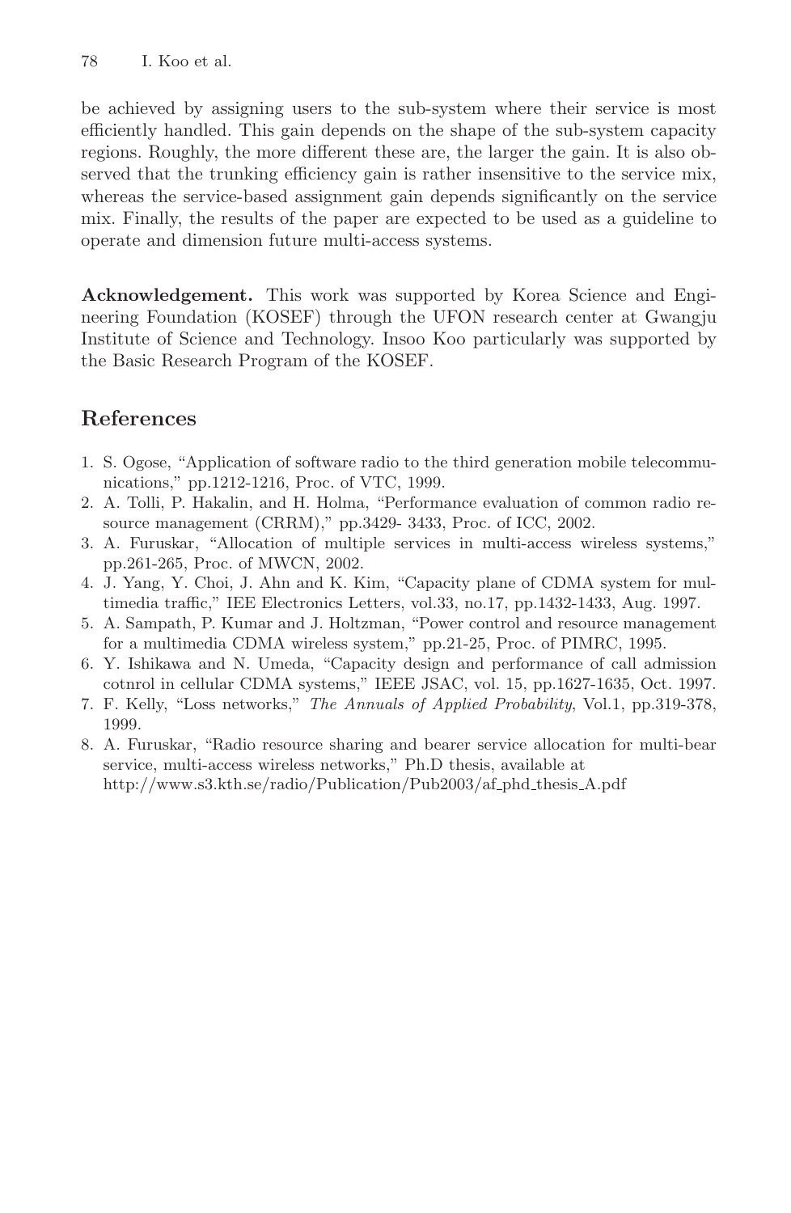be achieved by assigning users to the sub-system where their service is most efficiently handled. This gain depends on the shape of the sub-system capacity regions. Roughly, the more different these are, the larger the gain. It is also observed that the trunking efficiency gain is rather insensitive to the service mix, whereas the service-based assignment gain depends significantly on the service mix. Finally, the results of the paper are expected to be used as a guideline to operate and dimension future multi-access systems.

**Acknowledgement.** This work was supported by Korea Science and Engineering Foundation (KOSEF) through the UFON research center at Gwangju Institute of Science and Technology. Insoo Koo particularly was supported by the Basic Research Program of the KOSEF.

## References

1. S. Ogose, "Application of software radio to the third generation mobile telecommunications," pp.1212-1216, Proc. of VTC, 1999.
2. A. Tolli, P. Hakalin, and H. Holma, "Performance evaluation of common radio resource management (CRRM)," pp.3429- 3433, Proc. of ICC, 2002.
3. A. Furuskar, "Allocation of multiple services in multi-access wireless systems," pp.261-265, Proc. of MWCN, 2002.
4. J. Yang, Y. Choi, J. Ahn and K. Kim, "Capacity plane of CDMA system for multimedia traffic," IEE Electronics Letters, vol.33, no.17, pp.1432-1433, Aug. 1997.
5. A. Sampath, P. Kumar and J. Holtzman, "Power control and resource management for a multimedia CDMA wireless system," pp.21-25, Proc. of PIMRC, 1995.
6. Y. Ishikawa and N. Umeda, "Capacity design and performance of call admission cotnrol in cellular CDMA systems," IEEE JSAC, vol. 15, pp.1627-1635, Oct. 1997.
7. F. Kelly, "Loss networks," *The Annuals of Applied Probability*, Vol.1, pp.319-378, 1999.
8. A. Furuskar, "Radio resource sharing and bearer service allocation for multi-bear service, multi-access wireless networks," Ph.D thesis, available at http://www.s3.kth.se/radio/Publication/Pub2003/af_phd_thesis_A.pdf